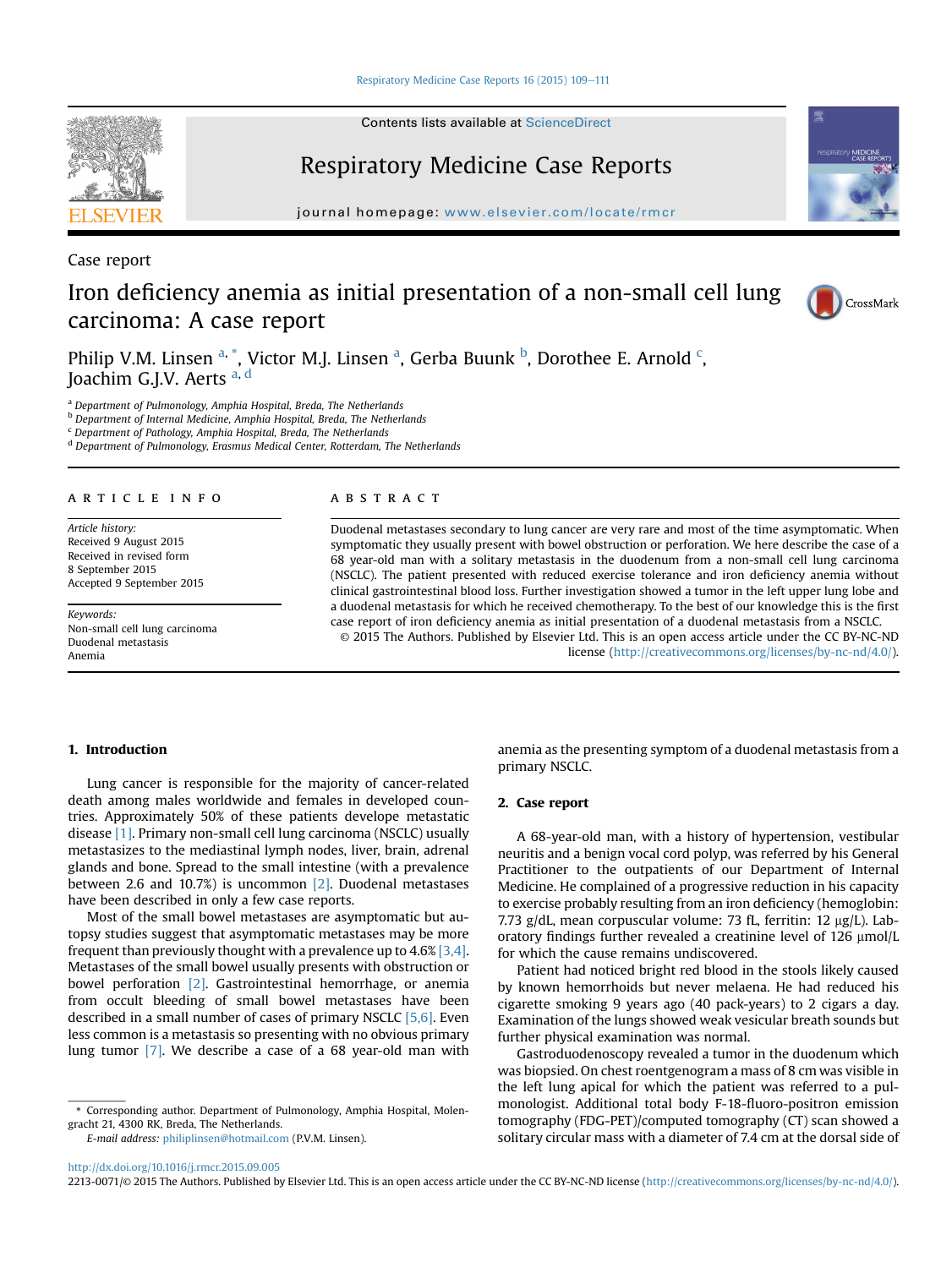Case report

# Iron deficiency anemia as initial presentation of a non-small cell lung carcinoma: A case report

Philip V.M. Linsen [a, *], Victor M.J. Linsen [a], Gerba Buunk [b], Dorothee E. Arnold [c], Joachim G.J.V. Aerts [a, d]

[a] Department of Pulmonology, Amphia Hospital, Breda, The Netherlands
[b] Department of Internal Medicine, Amphia Hospital, Breda, The Netherlands
[c] Department of Pathology, Amphia Hospital, Breda, The Netherlands
[d] Department of Pulmonology, Erasmus Medical Center, Rotterdam, The Netherlands

**ARTICLE INFO**

*Article history:*
Received 9 August 2015
Received in revised form
8 September 2015
Accepted 9 September 2015

*Keywords:*
Non-small cell lung carcinoma
Duodenal metastasis
Anemia

**ABSTRACT**

Duodenal metastases secondary to lung cancer are very rare and most of the time asymptomatic. When symptomatic they usually present with bowel obstruction or perforation. We here describe the case of a 68 year-old man with a solitary metastasis in the duodenum from a non-small cell lung carcinoma (NSCLC). The patient presented with reduced exercise tolerance and iron deficiency anemia without clinical gastrointestinal blood loss. Further investigation showed a tumor in the left upper lung lobe and a duodenal metastasis for which he received chemotherapy. To the best of our knowledge this is the first case report of iron deficiency anemia as initial presentation of a duodenal metastasis from a NSCLC.

© 2015 The Authors. Published by Elsevier Ltd. This is an open access article under the CC BY-NC-ND license (http://creativecommons.org/licenses/by-nc-nd/4.0/).

## 1. Introduction

Lung cancer is responsible for the majority of cancer-related death among males worldwide and females in developed countries. Approximately 50% of these patients develope metastatic disease [1]. Primary non-small cell lung carcinoma (NSCLC) usually metastasizes to the mediastinal lymph nodes, liver, brain, adrenal glands and bone. Spread to the small intestine (with a prevalence between 2.6 and 10.7%) is uncommon [2]. Duodenal metastases have been described in only a few case reports.

Most of the small bowel metastases are asymptomatic but autopsy studies suggest that asymptomatic metastases may be more frequent than previously thought with a prevalence up to 4.6% [3,4]. Metastases of the small bowel usually presents with obstruction or bowel perforation [2]. Gastrointestinal hemorrhage, or anemia from occult bleeding of small bowel metastases have been described in a small number of cases of primary NSCLC [5,6]. Even less common is a metastasis so presenting with no obvious primary lung tumor [7]. We describe a case of a 68 year-old man with anemia as the presenting symptom of a duodenal metastasis from a primary NSCLC.

## 2. Case report

A 68-year-old man, with a history of hypertension, vestibular neuritis and a benign vocal cord polyp, was referred by his General Practitioner to the outpatients of our Department of Internal Medicine. He complained of a progressive reduction in his capacity to exercise probably resulting from an iron deficiency (hemoglobin: 7.73 g/dL, mean corpuscular volume: 73 fL, ferritin: 12 μg/L). Laboratory findings further revealed a creatinine level of 126 μmol/L for which the cause remains undiscovered.

Patient had noticed bright red blood in the stools likely caused by known hemorrhoids but never melaena. He had reduced his cigarette smoking 9 years ago (40 pack-years) to 2 cigars a day. Examination of the lungs showed weak vesicular breath sounds but further physical examination was normal.

Gastroduodenoscopy revealed a tumor in the duodenum which was biopsied. On chest roentgenogram a mass of 8 cm was visible in the left lung apical for which the patient was referred to a pulmonologist. Additional total body F-18-fluoro-positron emission tomography (FDG-PET)/computed tomography (CT) scan showed a solitary circular mass with a diameter of 7.4 cm at the dorsal side of

\* Corresponding author. Department of Pulmonology, Amphia Hospital, Molengracht 21, 4300 RK, Breda, The Netherlands.
*E-mail address:* philiplinsen@hotmail.com (P.V.M. Linsen).

http://dx.doi.org/10.1016/j.rmcr.2015.09.005
2213-0071/© 2015 The Authors. Published by Elsevier Ltd. This is an open access article under the CC BY-NC-ND license (http://creativecommons.org/licenses/by-nc-nd/4.0/).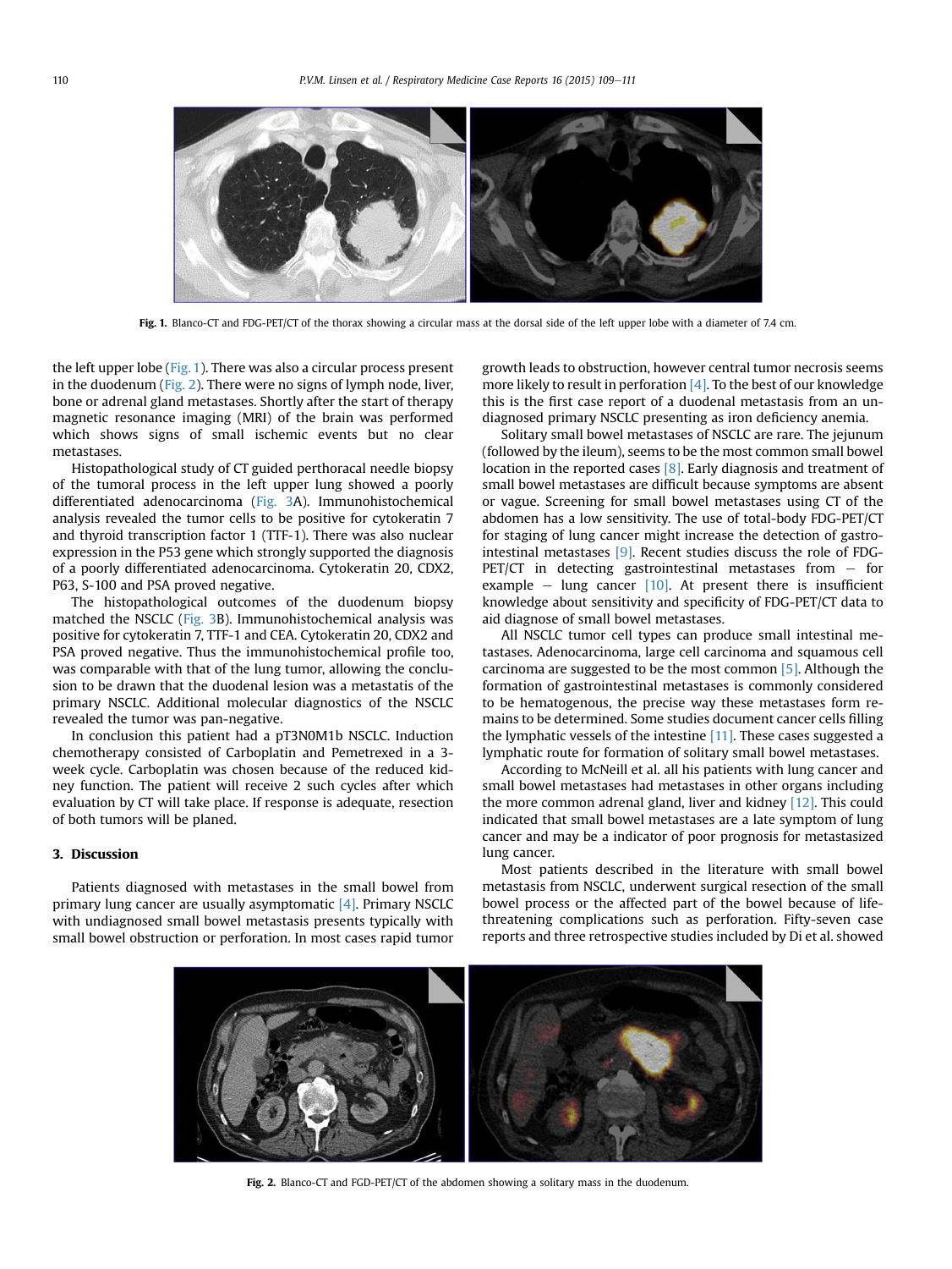Fig. 1. Blanco-CT and FDG-PET/CT of the thorax showing a circular mass at the dorsal side of the left upper lobe with a diameter of 7.4 cm.

the left upper lobe (Fig. 1). There was also a circular process present in the duodenum (Fig. 2). There were no signs of lymph node, liver, bone or adrenal gland metastases. Shortly after the start of therapy magnetic resonance imaging (MRI) of the brain was performed which shows signs of small ischemic events but no clear metastases.

Histopathological study of CT guided perthoracal needle biopsy of the tumoral process in the left upper lung showed a poorly differentiated adenocarcinoma (Fig. 3A). Immunohistochemical analysis revealed the tumor cells to be positive for cytokeratin 7 and thyroid transcription factor 1 (TTF-1). There was also nuclear expression in the P53 gene which strongly supported the diagnosis of a poorly differentiated adenocarcinoma. Cytokeratin 20, CDX2, P63, S-100 and PSA proved negative.

The histopathological outcomes of the duodenum biopsy matched the NSCLC (Fig. 3B). Immunohistochemical analysis was positive for cytokeratin 7, TTF-1 and CEA. Cytokeratin 20, CDX2 and PSA proved negative. Thus the immunohistochemical profile too, was comparable with that of the lung tumor, allowing the conclusion to be drawn that the duodenal lesion was a metastatis of the primary NSCLC. Additional molecular diagnostics of the NSCLC revealed the tumor was pan-negative.

In conclusion this patient had a pT3N0M1b NSCLC. Induction chemotherapy consisted of Carboplatin and Pemetrexed in a 3-week cycle. Carboplatin was chosen because of the reduced kidney function. The patient will receive 2 such cycles after which evaluation by CT will take place. If response is adequate, resection of both tumors will be planed.

## 3. Discussion

Patients diagnosed with metastases in the small bowel from primary lung cancer are usually asymptomatic [4]. Primary NSCLC with undiagnosed small bowel metastasis presents typically with small bowel obstruction or perforation. In most cases rapid tumor growth leads to obstruction, however central tumor necrosis seems more likely to result in perforation [4]. To the best of our knowledge this is the first case report of a duodenal metastasis from an undiagnosed primary NSCLC presenting as iron deficiency anemia.

Solitary small bowel metastases of NSCLC are rare. The jejunum (followed by the ileum), seems to be the most common small bowel location in the reported cases [8]. Early diagnosis and treatment of small bowel metastases are difficult because symptoms are absent or vague. Screening for small bowel metastases using CT of the abdomen has a low sensitivity. The use of total-body FDG-PET/CT for staging of lung cancer might increase the detection of gastrointestinal metastases [9]. Recent studies discuss the role of FDG-PET/CT in detecting gastrointestinal metastases from – for example – lung cancer [10]. At present there is insufficient knowledge about sensitivity and specificity of FDG-PET/CT data to aid diagnose of small bowel metastases.

All NSCLC tumor cell types can produce small intestinal metastases. Adenocarcinoma, large cell carcinoma and squamous cell carcinoma are suggested to be the most common [5]. Although the formation of gastrointestinal metastases is commonly considered to be hematogenous, the precise way these metastases form remains to be determined. Some studies document cancer cells filling the lymphatic vessels of the intestine [11]. These cases suggested a lymphatic route for formation of solitary small bowel metastases.

According to McNeill et al. all his patients with lung cancer and small bowel metastases had metastases in other organs including the more common adrenal gland, liver and kidney [12]. This could indicated that small bowel metastases are a late symptom of lung cancer and may be a indicator of poor prognosis for metastasized lung cancer.

Most patients described in the literature with small bowel metastasis from NSCLC, underwent surgical resection of the small bowel process or the affected part of the bowel because of life-threatening complications such as perforation. Fifty-seven case reports and three retrospective studies included by Di et al. showed

Fig. 2. Blanco-CT and FGD-PET/CT of the abdomen showing a solitary mass in the duodenum.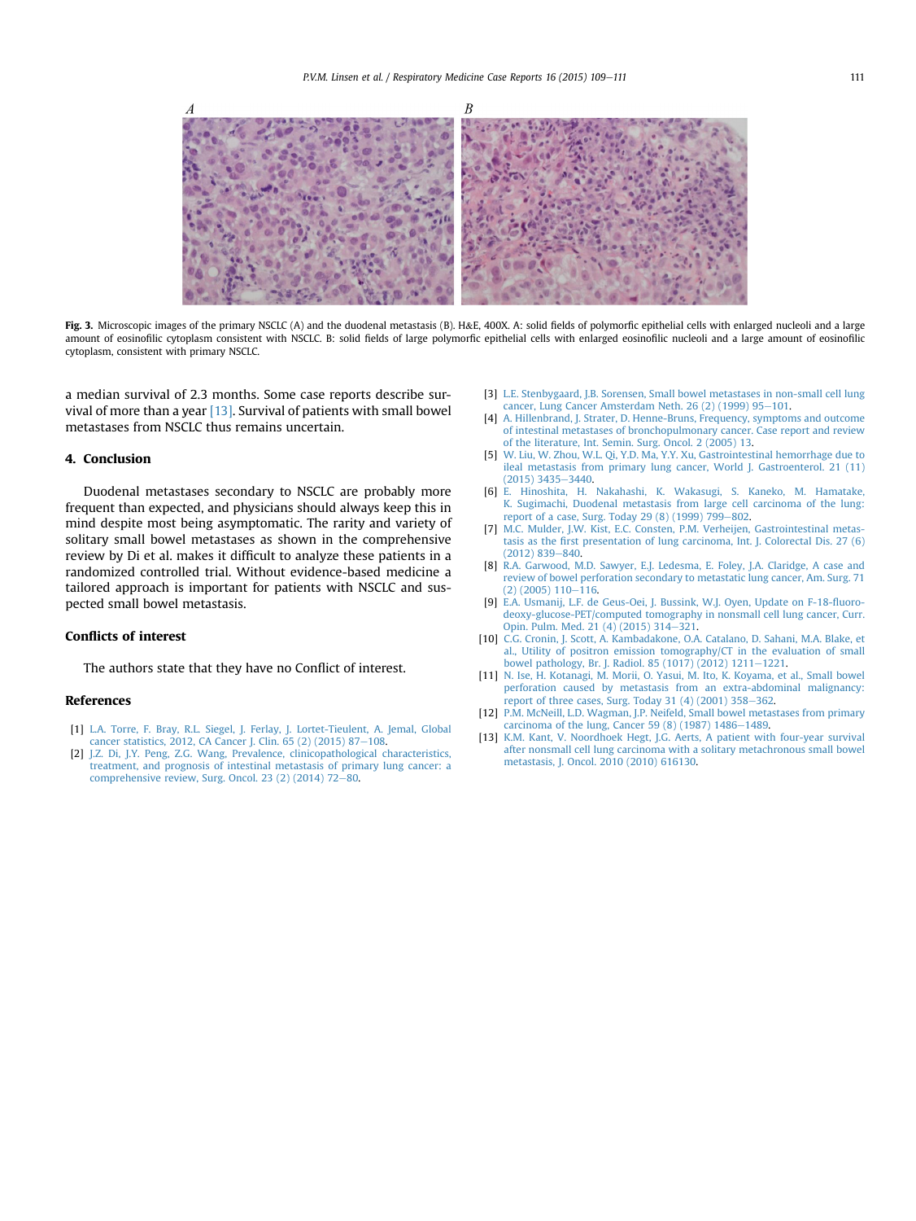A B

**Fig. 3.** Microscopic images of the primary NSCLC (A) and the duodenal metastasis (B). H&E, 400X. A: solid fields of polymorfic epithelial cells with enlarged nucleoli and a large amount of eosinofilic cytoplasm consistent with NSCLC. B: solid fields of large polymorfic epithelial cells with enlarged eosinofilic nucleoli and a large amount of eosinofilic cytoplasm, consistent with primary NSCLC.

a median survival of 2.3 months. Some case reports describe survival of more than a year [13]. Survival of patients with small bowel metastases from NSCLC thus remains uncertain.

## 4. Conclusion

Duodenal metastases secondary to NSCLC are probably more frequent than expected, and physicians should always keep this in mind despite most being asymptomatic. The rarity and variety of solitary small bowel metastases as shown in the comprehensive review by Di et al. makes it difficult to analyze these patients in a randomized controlled trial. Without evidence-based medicine a tailored approach is important for patients with NSCLC and suspected small bowel metastasis.

## Conflicts of interest

The authors state that they have no Conflict of interest.

## References

[1] L.A. Torre, F. Bray, R.L. Siegel, J. Ferlay, J. Lortet-Tieulent, A. Jemal, Global cancer statistics, 2012, CA Cancer J. Clin. 65 (2) (2015) 87–108.

[2] J.Z. Di, J.Y. Peng, Z.G. Wang, Prevalence, clinicopathological characteristics, treatment, and prognosis of intestinal metastasis of primary lung cancer: a comprehensive review, Surg. Oncol. 23 (2) (2014) 72–80.

[3] L.E. Stenbygaard, J.B. Sorensen, Small bowel metastases in non-small cell lung cancer, Lung Cancer Amsterdam Neth. 26 (2) (1999) 95–101.

[4] A. Hillenbrand, J. Strater, D. Henne-Bruns, Frequency, symptoms and outcome of intestinal metastases of bronchopulmonary cancer. Case report and review of the literature, Int. Semin. Surg. Oncol. 2 (2005) 13.

[5] W. Liu, W. Zhou, W.L. Qi, Y.D. Ma, Y.Y. Xu, Gastrointestinal hemorrhage due to ileal metastasis from primary lung cancer, World J. Gastroenterol. 21 (11) (2015) 3435–3440.

[6] E. Hinoshita, H. Nakahashi, K. Wakasugi, S. Kaneko, M. Hamatake, K. Sugimachi, Duodenal metastasis from large cell carcinoma of the lung: report of a case, Surg. Today 29 (8) (1999) 799–802.

[7] M.C. Mulder, J.W. Kist, E.C. Consten, P.M. Verheijen, Gastrointestinal metastasis as the first presentation of lung carcinoma, Int. J. Colorectal Dis. 27 (6) (2012) 839–840.

[8] R.A. Garwood, M.D. Sawyer, E.J. Ledesma, E. Foley, J.A. Claridge, A case and review of bowel perforation secondary to metastatic lung cancer, Am. Surg. 71 (2) (2005) 110–116.

[9] E.A. Usmanij, L.F. de Geus-Oei, J. Bussink, W.J. Oyen, Update on F-18-fluoro-deoxy-glucose-PET/computed tomography in nonsmall cell lung cancer, Curr. Opin. Pulm. Med. 21 (4) (2015) 314–321.

[10] C.G. Cronin, J. Scott, A. Kambadakone, O.A. Catalano, D. Sahani, M.A. Blake, et al., Utility of positron emission tomography/CT in the evaluation of small bowel pathology, Br. J. Radiol. 85 (1017) (2012) 1211–1221.

[11] N. Ise, H. Kotanagi, M. Morii, O. Yasui, M. Ito, K. Koyama, et al., Small bowel perforation caused by metastasis from an extra-abdominal malignancy: report of three cases, Surg. Today 31 (4) (2001) 358–362.

[12] P.M. McNeill, L.D. Wagman, J.P. Neifeld, Small bowel metastases from primary carcinoma of the lung, Cancer 59 (8) (1987) 1486–1489.

[13] K.M. Kant, V. Noordhoek Hegt, J.G. Aerts, A patient with four-year survival after nonsmall cell lung carcinoma with a solitary metachronous small bowel metastasis, J. Oncol. 2010 (2010) 616130.